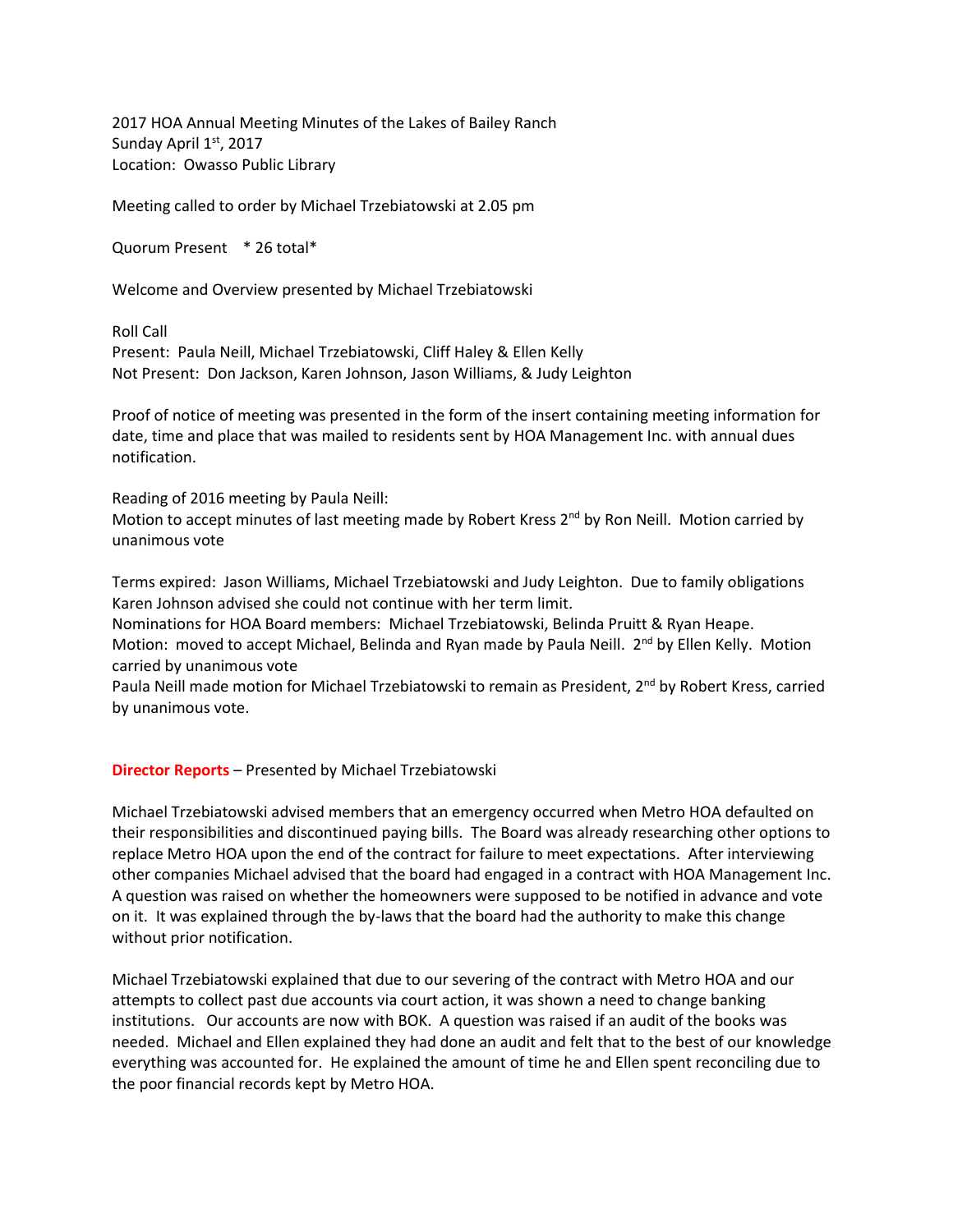2017 HOA Annual Meeting Minutes of the Lakes of Bailey Ranch
Sunday April 1st, 2017
Location: Owasso Public Library

Meeting called to order by Michael Trzebiatowski at 2.05 pm

Quorum Present * 26 total*

Welcome and Overview presented by Michael Trzebiatowski

Roll Call
Present: Paula Neill, Michael Trzebiatowski, Cliff Haley & Ellen Kelly
Not Present: Don Jackson, Karen Johnson, Jason Williams, & Judy Leighton

Proof of notice of meeting was presented in the form of the insert containing meeting information for date, time and place that was mailed to residents sent by HOA Management Inc. with annual dues notification.

Reading of 2016 meeting by Paula Neill:
Motion to accept minutes of last meeting made by Robert Kress 2nd by Ron Neill. Motion carried by unanimous vote

Terms expired: Jason Williams, Michael Trzebiatowski and Judy Leighton. Due to family obligations Karen Johnson advised she could not continue with her term limit.
Nominations for HOA Board members: Michael Trzebiatowski, Belinda Pruitt & Ryan Heape.
Motion: moved to accept Michael, Belinda and Ryan made by Paula Neill. 2nd by Ellen Kelly. Motion carried by unanimous vote
Paula Neill made motion for Michael Trzebiatowski to remain as President, 2nd by Robert Kress, carried by unanimous vote.

**Director Reports** – Presented by Michael Trzebiatowski

Michael Trzebiatowski advised members that an emergency occurred when Metro HOA defaulted on their responsibilities and discontinued paying bills. The Board was already researching other options to replace Metro HOA upon the end of the contract for failure to meet expectations. After interviewing other companies Michael advised that the board had engaged in a contract with HOA Management Inc. A question was raised on whether the homeowners were supposed to be notified in advance and vote on it. It was explained through the by-laws that the board had the authority to make this change without prior notification.

Michael Trzebiatowski explained that due to our severing of the contract with Metro HOA and our attempts to collect past due accounts via court action, it was shown a need to change banking institutions. Our accounts are now with BOK. A question was raised if an audit of the books was needed. Michael and Ellen explained they had done an audit and felt that to the best of our knowledge everything was accounted for. He explained the amount of time he and Ellen spent reconciling due to the poor financial records kept by Metro HOA.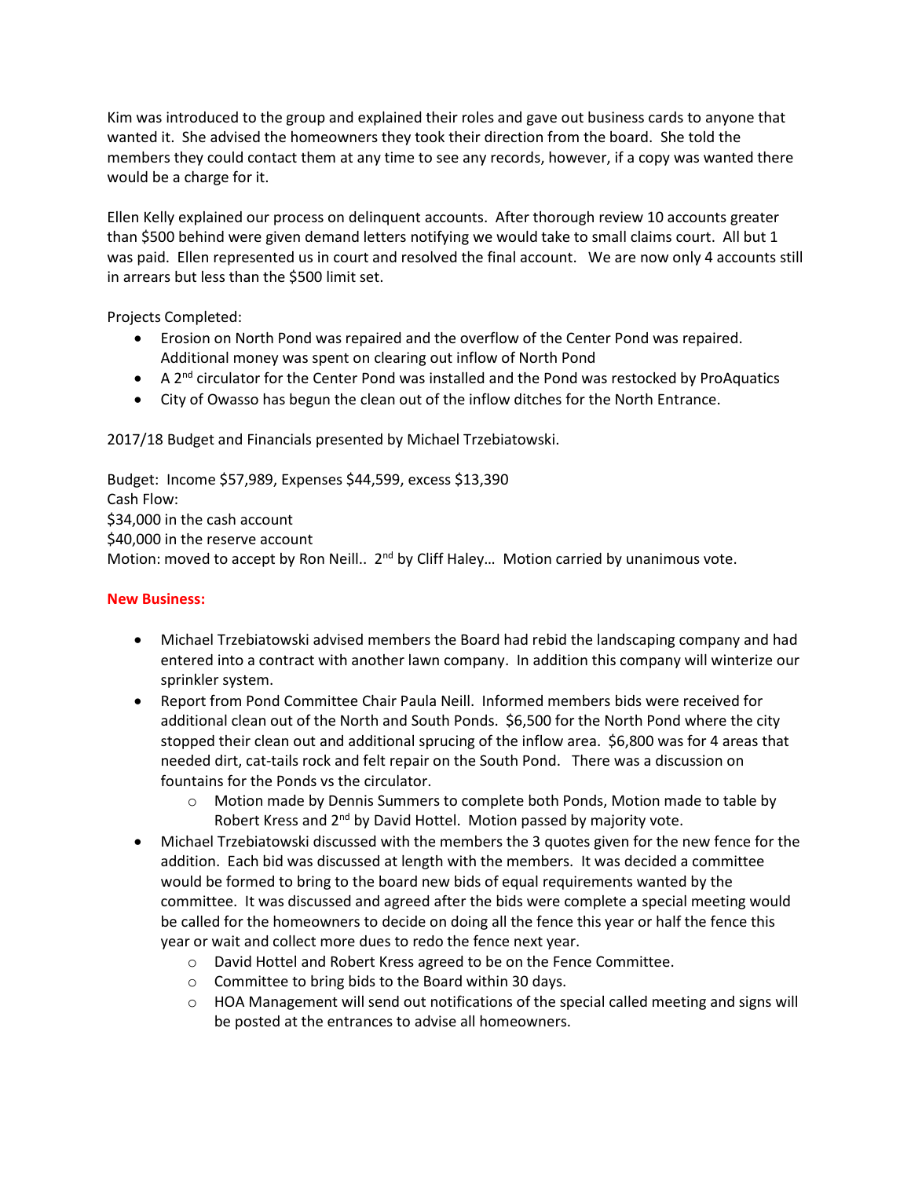Kim was introduced to the group and explained their roles and gave out business cards to anyone that wanted it. She advised the homeowners they took their direction from the board. She told the members they could contact them at any time to see any records, however, if a copy was wanted there would be a charge for it.

Ellen Kelly explained our process on delinquent accounts. After thorough review 10 accounts greater than $500 behind were given demand letters notifying we would take to small claims court. All but 1 was paid. Ellen represented us in court and resolved the final account. We are now only 4 accounts still in arrears but less than the $500 limit set.

Projects Completed:

- Erosion on North Pond was repaired and the overflow of the Center Pond was repaired. Additional money was spent on clearing out inflow of North Pond
- A 2nd circulator for the Center Pond was installed and the Pond was restocked by ProAquatics
- City of Owasso has begun the clean out of the inflow ditches for the North Entrance.

2017/18 Budget and Financials presented by Michael Trzebiatowski.

Budget: Income $57,989, Expenses $44,599, excess $13,390
Cash Flow:
$34,000 in the cash account
$40,000 in the reserve account
Motion: moved to accept by Ron Neill.. 2nd by Cliff Haley… Motion carried by unanimous vote.

**New Business:**

- Michael Trzebiatowski advised members the Board had rebid the landscaping company and had entered into a contract with another lawn company. In addition this company will winterize our sprinkler system.
- Report from Pond Committee Chair Paula Neill. Informed members bids were received for additional clean out of the North and South Ponds. $6,500 for the North Pond where the city stopped their clean out and additional sprucing of the inflow area. $6,800 was for 4 areas that needed dirt, cat-tails rock and felt repair on the South Pond. There was a discussion on fountains for the Ponds vs the circulator.
    - Motion made by Dennis Summers to complete both Ponds, Motion made to table by Robert Kress and 2nd by David Hottel. Motion passed by majority vote.
- Michael Trzebiatowski discussed with the members the 3 quotes given for the new fence for the addition. Each bid was discussed at length with the members. It was decided a committee would be formed to bring to the board new bids of equal requirements wanted by the committee. It was discussed and agreed after the bids were complete a special meeting would be called for the homeowners to decide on doing all the fence this year or half the fence this year or wait and collect more dues to redo the fence next year.
    - David Hottel and Robert Kress agreed to be on the Fence Committee.
    - Committee to bring bids to the Board within 30 days.
    - HOA Management will send out notifications of the special called meeting and signs will be posted at the entrances to advise all homeowners.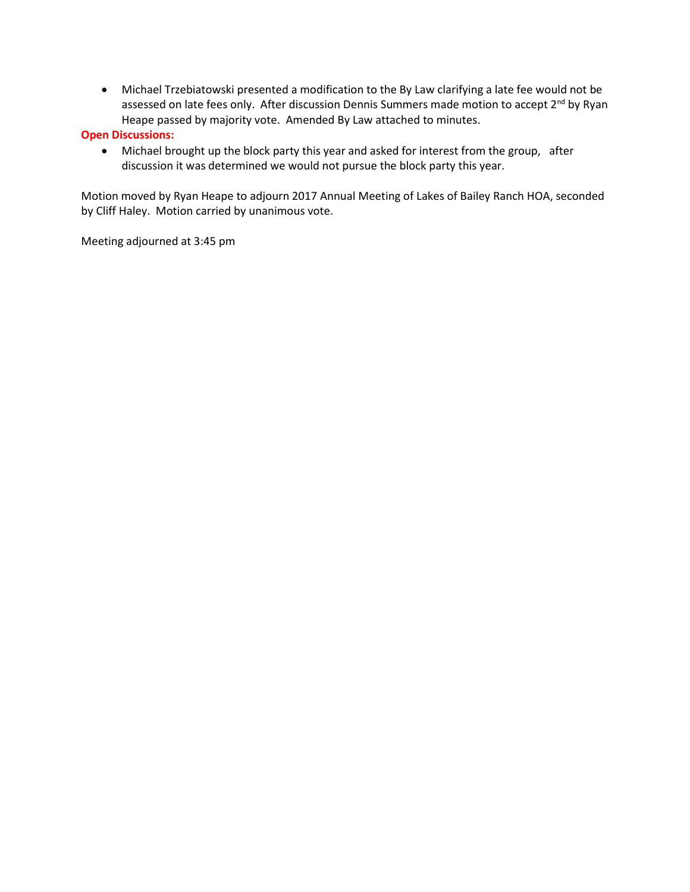- Michael Trzebiatowski presented a modification to the By Law clarifying a late fee would not be assessed on late fees only. After discussion Dennis Summers made motion to accept 2nd by Ryan Heape passed by majority vote. Amended By Law attached to minutes.

**Open Discussions:**

- Michael brought up the block party this year and asked for interest from the group, after discussion it was determined we would not pursue the block party this year.

Motion moved by Ryan Heape to adjourn 2017 Annual Meeting of Lakes of Bailey Ranch HOA, seconded by Cliff Haley. Motion carried by unanimous vote.

Meeting adjourned at 3:45 pm